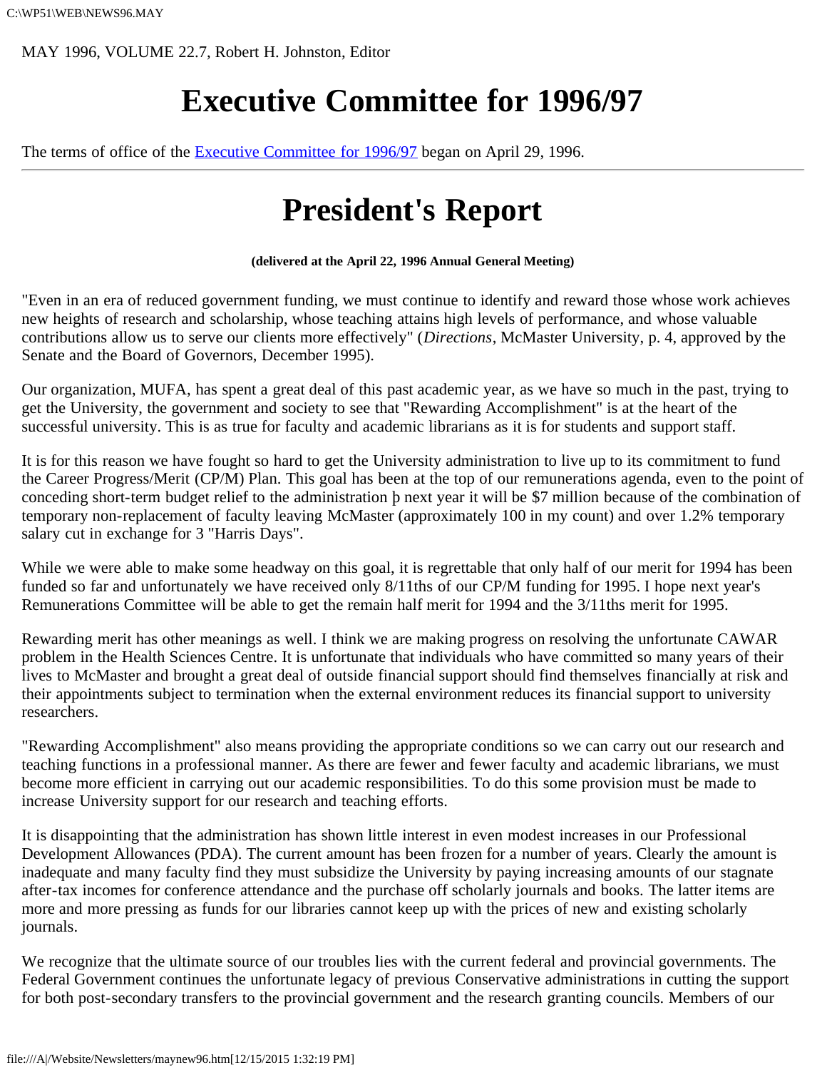MAY 1996, VOLUME 22.7, Robert H. Johnston, Editor

# Executive Committee for 1996/97

The terms of office of the Executive Committee for 1996/97 began on April 29, 1996.

---

# President's Report

**(delivered at the April 22, 1996 Annual General Meeting)**

"Even in an era of reduced government funding, we must continue to identify and reward those whose work achieves new heights of research and scholarship, whose teaching attains high levels of performance, and whose valuable contributions allow us to serve our clients more effectively" (*Directions*, McMaster University, p. 4, approved by the Senate and the Board of Governors, December 1995).

Our organization, MUFA, has spent a great deal of this past academic year, as we have so much in the past, trying to get the University, the government and society to see that "Rewarding Accomplishment" is at the heart of the successful university. This is as true for faculty and academic librarians as it is for students and support staff.

It is for this reason we have fought so hard to get the University administration to live up to its commitment to fund the Career Progress/Merit (CP/M) Plan. This goal has been at the top of our remunerations agenda, even to the point of conceding short-term budget relief to the administration þ next year it will be $7 million because of the combination of temporary non-replacement of faculty leaving McMaster (approximately 100 in my count) and over 1.2% temporary salary cut in exchange for 3 "Harris Days".

While we were able to make some headway on this goal, it is regrettable that only half of our merit for 1994 has been funded so far and unfortunately we have received only 8/11ths of our CP/M funding for 1995. I hope next year's Remunerations Committee will be able to get the remain half merit for 1994 and the 3/11ths merit for 1995.

Rewarding merit has other meanings as well. I think we are making progress on resolving the unfortunate CAWAR problem in the Health Sciences Centre. It is unfortunate that individuals who have committed so many years of their lives to McMaster and brought a great deal of outside financial support should find themselves financially at risk and their appointments subject to termination when the external environment reduces its financial support to university researchers.

"Rewarding Accomplishment" also means providing the appropriate conditions so we can carry out our research and teaching functions in a professional manner. As there are fewer and fewer faculty and academic librarians, we must become more efficient in carrying out our academic responsibilities. To do this some provision must be made to increase University support for our research and teaching efforts.

It is disappointing that the administration has shown little interest in even modest increases in our Professional Development Allowances (PDA). The current amount has been frozen for a number of years. Clearly the amount is inadequate and many faculty find they must subsidize the University by paying increasing amounts of our stagnate after-tax incomes for conference attendance and the purchase off scholarly journals and books. The latter items are more and more pressing as funds for our libraries cannot keep up with the prices of new and existing scholarly journals.

We recognize that the ultimate source of our troubles lies with the current federal and provincial governments. The Federal Government continues the unfortunate legacy of previous Conservative administrations in cutting the support for both post-secondary transfers to the provincial government and the research granting councils. Members of our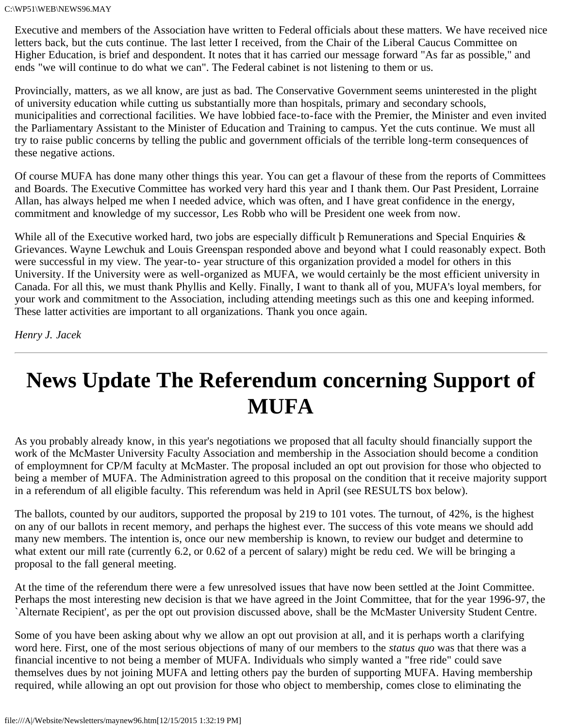Executive and members of the Association have written to Federal officials about these matters. We have received nice letters back, but the cuts continue. The last letter I received, from the Chair of the Liberal Caucus Committee on Higher Education, is brief and despondent. It notes that it has carried our message forward "As far as possible," and ends "we will continue to do what we can". The Federal cabinet is not listening to them or us.

Provincially, matters, as we all know, are just as bad. The Conservative Government seems uninterested in the plight of university education while cutting us substantially more than hospitals, primary and secondary schools, municipalities and correctional facilities. We have lobbied face-to-face with the Premier, the Minister and even invited the Parliamentary Assistant to the Minister of Education and Training to campus. Yet the cuts continue. We must all try to raise public concerns by telling the public and government officials of the terrible long-term consequences of these negative actions.

Of course MUFA has done many other things this year. You can get a flavour of these from the reports of Committees and Boards. The Executive Committee has worked very hard this year and I thank them. Our Past President, Lorraine Allan, has always helped me when I needed advice, which was often, and I have great confidence in the energy, commitment and knowledge of my successor, Les Robb who will be President one week from now.

While all of the Executive worked hard, two jobs are especially difficult þ Remunerations and Special Enquiries & Grievances. Wayne Lewchuk and Louis Greenspan responded above and beyond what I could reasonably expect. Both were successful in my view. The year-to- year structure of this organization provided a model for others in this University. If the University were as well-organized as MUFA, we would certainly be the most efficient university in Canada. For all this, we must thank Phyllis and Kelly. Finally, I want to thank all of you, MUFA's loyal members, for your work and commitment to the Association, including attending meetings such as this one and keeping informed. These latter activities are important to all organizations. Thank you once again.

*Henry J. Jacek*

---

# News Update The Referendum concerning Support of MUFA

As you probably already know, in this year's negotiations we proposed that all faculty should financially support the work of the McMaster University Faculty Association and membership in the Association should become a condition of employmnent for CP/M faculty at McMaster. The proposal included an opt out provision for those who objected to being a member of MUFA. The Administration agreed to this proposal on the condition that it receive majority support in a referendum of all eligible faculty. This referendum was held in April (see RESULTS box below).

The ballots, counted by our auditors, supported the proposal by 219 to 101 votes. The turnout, of 42%, is the highest on any of our ballots in recent memory, and perhaps the highest ever. The success of this vote means we should add many new members. The intention is, once our new membership is known, to review our budget and determine to what extent our mill rate (currently 6.2, or 0.62 of a percent of salary) might be redu ced. We will be bringing a proposal to the fall general meeting.

At the time of the referendum there were a few unresolved issues that have now been settled at the Joint Committee. Perhaps the most interesting new decision is that we have agreed in the Joint Committee, that for the year 1996-97, the `Alternate Recipient', as per the opt out provision discussed above, shall be the McMaster University Student Centre.

Some of you have been asking about why we allow an opt out provision at all, and it is perhaps worth a clarifying word here. First, one of the most serious objections of many of our members to the *status quo* was that there was a financial incentive to not being a member of MUFA. Individuals who simply wanted a "free ride" could save themselves dues by not joining MUFA and letting others pay the burden of supporting MUFA. Having membership required, while allowing an opt out provision for those who object to membership, comes close to eliminating the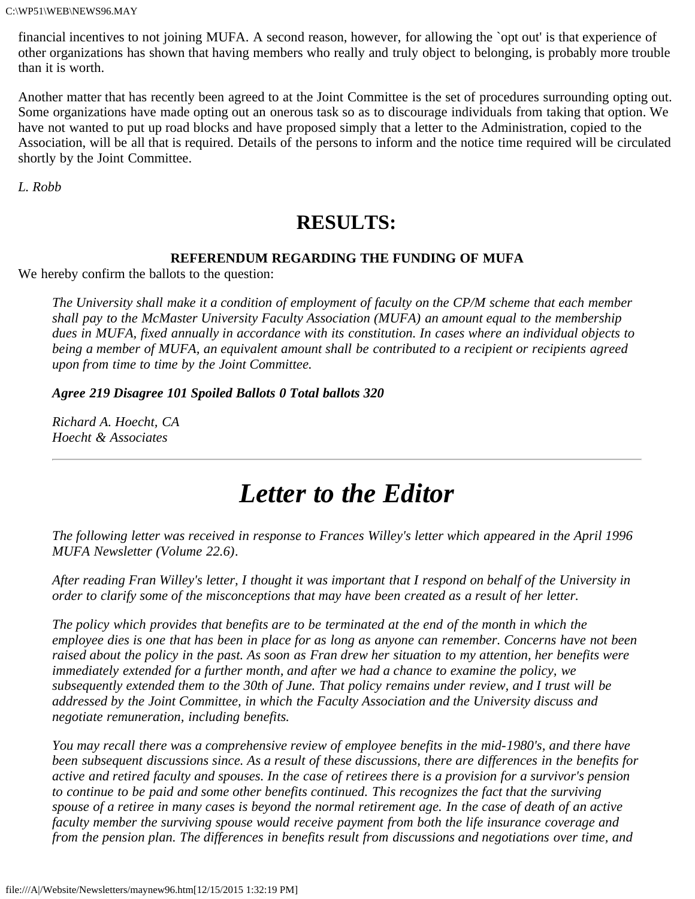financial incentives to not joining MUFA. A second reason, however, for allowing the `opt out' is that experience of other organizations has shown that having members who really and truly object to belonging, is probably more trouble than it is worth.

Another matter that has recently been agreed to at the Joint Committee is the set of procedures surrounding opting out. Some organizations have made opting out an onerous task so as to discourage individuals from taking that option. We have not wanted to put up road blocks and have proposed simply that a letter to the Administration, copied to the Association, will be all that is required. Details of the persons to inform and the notice time required will be circulated shortly by the Joint Committee.

*L. Robb*

## RESULTS:

#### REFERENDUM REGARDING THE FUNDING OF MUFA

We hereby confirm the ballots to the question:

*The University shall make it a condition of employment of faculty on the CP/M scheme that each member shall pay to the McMaster University Faculty Association (MUFA) an amount equal to the membership dues in MUFA, fixed annually in accordance with its constitution. In cases where an individual objects to being a member of MUFA, an equivalent amount shall be contributed to a recipient or recipients agreed upon from time to time by the Joint Committee.*

***Agree 219 Disagree 101 Spoiled Ballots 0 Total ballots 320***

*Richard A. Hoecht, CA*
*Hoecht & Associates*

---

# *Letter to the Editor*

*The following letter was received in response to Frances Willey's letter which appeared in the April 1996 MUFA Newsletter (Volume 22.6).*

*After reading Fran Willey's letter, I thought it was important that I respond on behalf of the University in order to clarify some of the misconceptions that may have been created as a result of her letter.*

*The policy which provides that benefits are to be terminated at the end of the month in which the employee dies is one that has been in place for as long as anyone can remember. Concerns have not been raised about the policy in the past. As soon as Fran drew her situation to my attention, her benefits were immediately extended for a further month, and after we had a chance to examine the policy, we subsequently extended them to the 30th of June. That policy remains under review, and I trust will be addressed by the Joint Committee, in which the Faculty Association and the University discuss and negotiate remuneration, including benefits.*

*You may recall there was a comprehensive review of employee benefits in the mid-1980's, and there have been subsequent discussions since. As a result of these discussions, there are differences in the benefits for active and retired faculty and spouses. In the case of retirees there is a provision for a survivor's pension to continue to be paid and some other benefits continued. This recognizes the fact that the surviving spouse of a retiree in many cases is beyond the normal retirement age. In the case of death of an active faculty member the surviving spouse would receive payment from both the life insurance coverage and from the pension plan. The differences in benefits result from discussions and negotiations over time, and*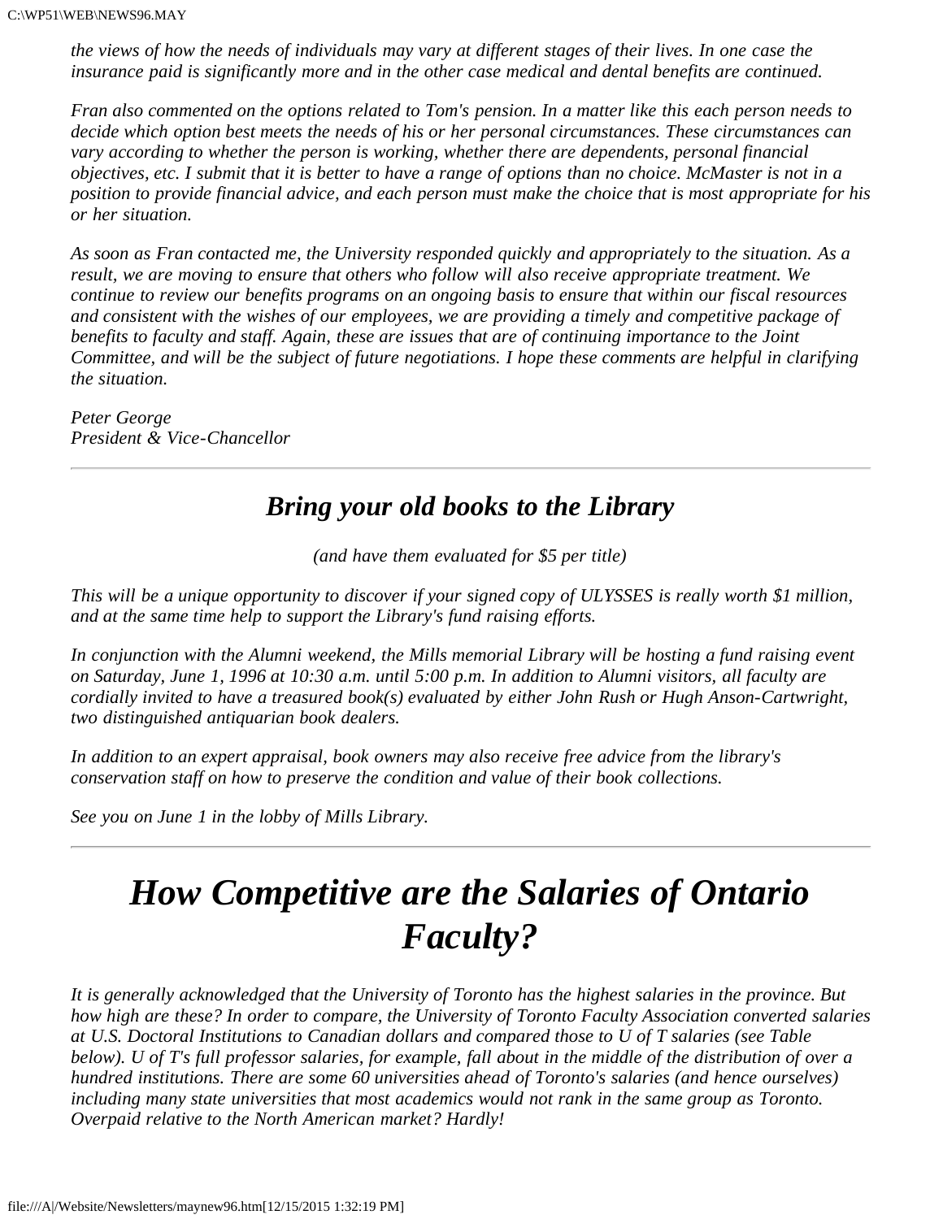*the views of how the needs of individuals may vary at different stages of their lives. In one case the insurance paid is significantly more and in the other case medical and dental benefits are continued.*

*Fran also commented on the options related to Tom's pension. In a matter like this each person needs to decide which option best meets the needs of his or her personal circumstances. These circumstances can vary according to whether the person is working, whether there are dependents, personal financial objectives, etc. I submit that it is better to have a range of options than no choice. McMaster is not in a position to provide financial advice, and each person must make the choice that is most appropriate for his or her situation.*

*As soon as Fran contacted me, the University responded quickly and appropriately to the situation. As a result, we are moving to ensure that others who follow will also receive appropriate treatment. We continue to review our benefits programs on an ongoing basis to ensure that within our fiscal resources and consistent with the wishes of our employees, we are providing a timely and competitive package of benefits to faculty and staff. Again, these are issues that are of continuing importance to the Joint Committee, and will be the subject of future negotiations. I hope these comments are helpful in clarifying the situation.*

*Peter George*
*President & Vice-Chancellor*

---

## *Bring your old books to the Library*

*(and have them evaluated for $5 per title)*

*This will be a unique opportunity to discover if your signed copy of ULYSSES is really worth $1 million, and at the same time help to support the Library's fund raising efforts.*

*In conjunction with the Alumni weekend, the Mills memorial Library will be hosting a fund raising event on Saturday, June 1, 1996 at 10:30 a.m. until 5:00 p.m. In addition to Alumni visitors, all faculty are cordially invited to have a treasured book(s) evaluated by either John Rush or Hugh Anson-Cartwright, two distinguished antiquarian book dealers.*

*In addition to an expert appraisal, book owners may also receive free advice from the library's conservation staff on how to preserve the condition and value of their book collections.*

*See you on June 1 in the lobby of Mills Library.*

---

# *How Competitive are the Salaries of Ontario Faculty?*

*It is generally acknowledged that the University of Toronto has the highest salaries in the province. But how high are these? In order to compare, the University of Toronto Faculty Association converted salaries at U.S. Doctoral Institutions to Canadian dollars and compared those to U of T salaries (see Table below). U of T's full professor salaries, for example, fall about in the middle of the distribution of over a hundred institutions. There are some 60 universities ahead of Toronto's salaries (and hence ourselves) including many state universities that most academics would not rank in the same group as Toronto. Overpaid relative to the North American market? Hardly!*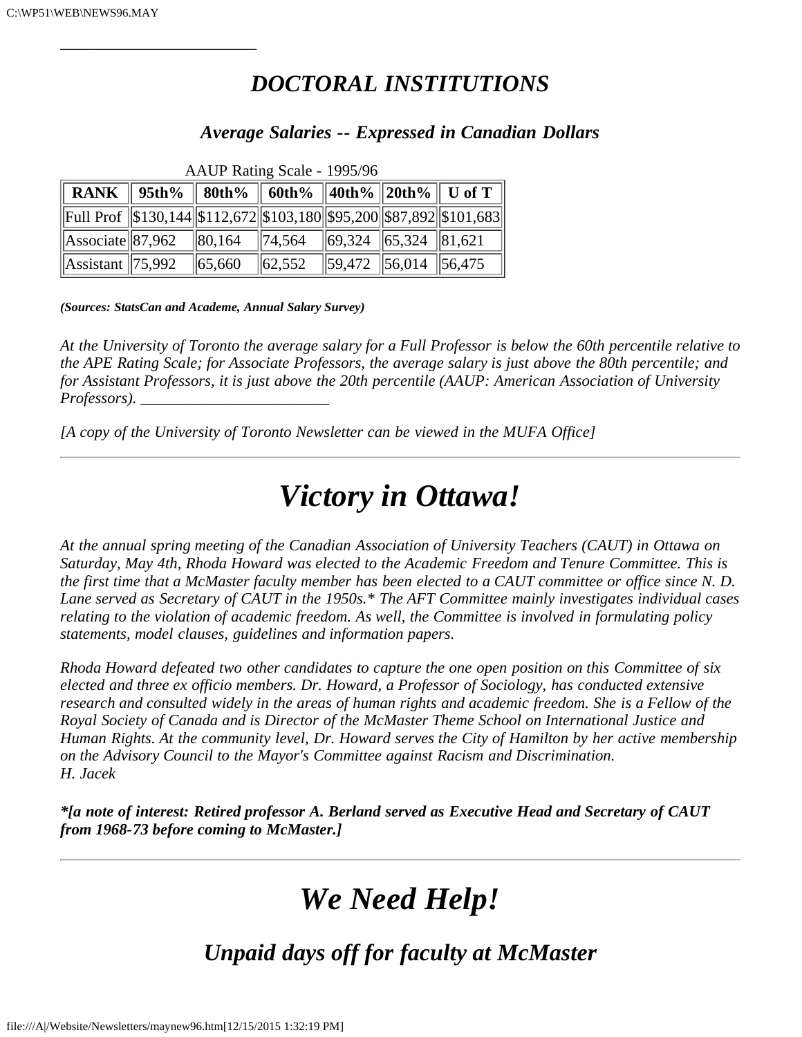________________________

## *DOCTORAL INSTITUTIONS*

### *Average Salaries -- Expressed in Canadian Dollars*

AAUP Rating Scale - 1995/96

| RANK | 95th% | 80th% | 60th% | 40th% | 20th% | U of T |
|---|---|---|---|---|---|---|
| Full Prof | $130,144 | $112,672 | $103,180 | $95,200 | $87,892 | $101,683 |
| Associate | 87,962 | 80,164 | 74,564 | 69,324 | 65,324 | 81,621 |
| Assistant | 75,992 | 65,660 | 62,552 | 59,472 | 56,014 | 56,475 |

***(Sources: StatsCan and Academe, Annual Salary Survey)***

*At the University of Toronto the average salary for a Full Professor is below the 60th percentile relative to the APE Rating Scale; for Associate Professors, the average salary is just above the 80th percentile; and for Assistant Professors, it is just above the 20th percentile (AAUP: American Association of University Professors).* ________________________

*[A copy of the University of Toronto Newsletter can be viewed in the MUFA Office]*

---

# *Victory in Ottawa!*

*At the annual spring meeting of the Canadian Association of University Teachers (CAUT) in Ottawa on Saturday, May 4th, Rhoda Howard was elected to the Academic Freedom and Tenure Committee. This is the first time that a McMaster faculty member has been elected to a CAUT committee or office since N. D. Lane served as Secretary of CAUT in the 1950s.* The AFT Committee mainly investigates individual cases relating to the violation of academic freedom. As well, the Committee is involved in formulating policy statements, model clauses, guidelines and information papers.*

*Rhoda Howard defeated two other candidates to capture the one open position on this Committee of six elected and three ex officio members. Dr. Howard, a Professor of Sociology, has conducted extensive research and consulted widely in the areas of human rights and academic freedom. She is a Fellow of the Royal Society of Canada and is Director of the McMaster Theme School on International Justice and Human Rights. At the community level, Dr. Howard serves the City of Hamilton by her active membership on the Advisory Council to the Mayor's Committee against Racism and Discrimination.*
*H. Jacek*

***[a note of interest: Retired professor A. Berland served as Executive Head and Secretary of CAUT from 1968-73 before coming to McMaster.]***

---

# *We Need Help!*

## *Unpaid days off for faculty at McMaster*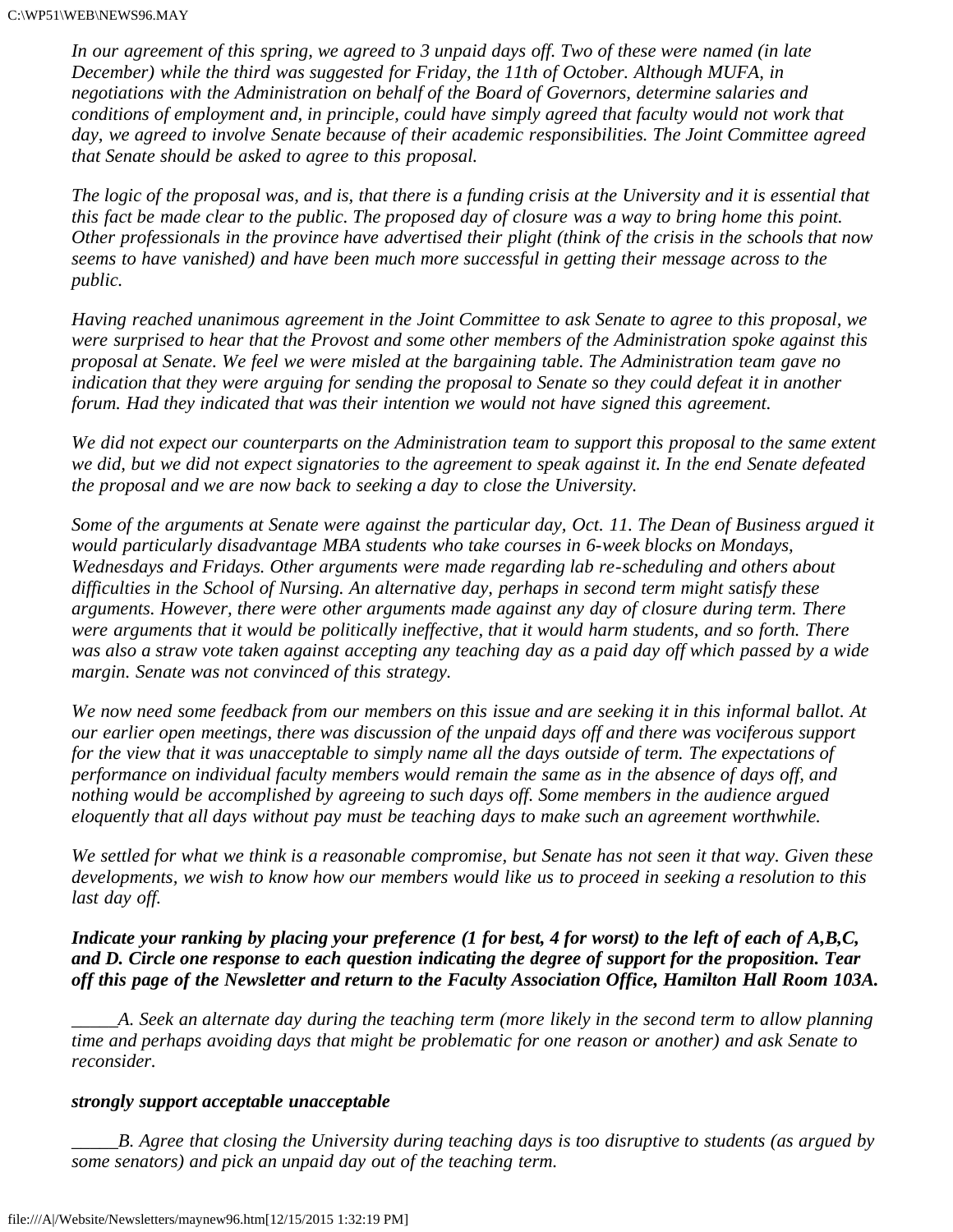*In our agreement of this spring, we agreed to 3 unpaid days off. Two of these were named (in late December) while the third was suggested for Friday, the 11th of October. Although MUFA, in negotiations with the Administration on behalf of the Board of Governors, determine salaries and conditions of employment and, in principle, could have simply agreed that faculty would not work that day, we agreed to involve Senate because of their academic responsibilities. The Joint Committee agreed that Senate should be asked to agree to this proposal.*

*The logic of the proposal was, and is, that there is a funding crisis at the University and it is essential that this fact be made clear to the public. The proposed day of closure was a way to bring home this point. Other professionals in the province have advertised their plight (think of the crisis in the schools that now seems to have vanished) and have been much more successful in getting their message across to the public.*

*Having reached unanimous agreement in the Joint Committee to ask Senate to agree to this proposal, we were surprised to hear that the Provost and some other members of the Administration spoke against this proposal at Senate. We feel we were misled at the bargaining table. The Administration team gave no indication that they were arguing for sending the proposal to Senate so they could defeat it in another forum. Had they indicated that was their intention we would not have signed this agreement.*

*We did not expect our counterparts on the Administration team to support this proposal to the same extent we did, but we did not expect signatories to the agreement to speak against it. In the end Senate defeated the proposal and we are now back to seeking a day to close the University.*

*Some of the arguments at Senate were against the particular day, Oct. 11. The Dean of Business argued it would particularly disadvantage MBA students who take courses in 6-week blocks on Mondays, Wednesdays and Fridays. Other arguments were made regarding lab re-scheduling and others about difficulties in the School of Nursing. An alternative day, perhaps in second term might satisfy these arguments. However, there were other arguments made against any day of closure during term. There were arguments that it would be politically ineffective, that it would harm students, and so forth. There was also a straw vote taken against accepting any teaching day as a paid day off which passed by a wide margin. Senate was not convinced of this strategy.*

*We now need some feedback from our members on this issue and are seeking it in this informal ballot. At our earlier open meetings, there was discussion of the unpaid days off and there was vociferous support for the view that it was unacceptable to simply name all the days outside of term. The expectations of performance on individual faculty members would remain the same as in the absence of days off, and nothing would be accomplished by agreeing to such days off. Some members in the audience argued eloquently that all days without pay must be teaching days to make such an agreement worthwhile.*

*We settled for what we think is a reasonable compromise, but Senate has not seen it that way. Given these developments, we wish to know how our members would like us to proceed in seeking a resolution to this last day off.*

***Indicate your ranking by placing your preference (1 for best, 4 for worst) to the left of each of A,B,C, and D. Circle one response to each question indicating the degree of support for the proposition. Tear off this page of the Newsletter and return to the Faculty Association Office, Hamilton Hall Room 103A.***

*_____A. Seek an alternate day during the teaching term (more likely in the second term to allow planning time and perhaps avoiding days that might be problematic for one reason or another) and ask Senate to reconsider.*

***strongly support acceptable unacceptable***

*_____B. Agree that closing the University during teaching days is too disruptive to students (as argued by some senators) and pick an unpaid day out of the teaching term.*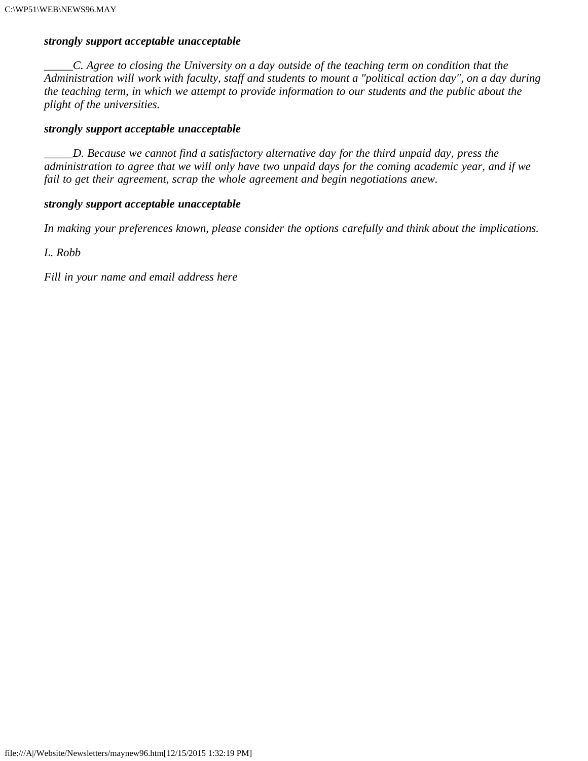***strongly support acceptable unacceptable***

*_____C. Agree to closing the University on a day outside of the teaching term on condition that the Administration will work with faculty, staff and students to mount a "political action day", on a day during the teaching term, in which we attempt to provide information to our students and the public about the plight of the universities.*

***strongly support acceptable unacceptable***

*_____D. Because we cannot find a satisfactory alternative day for the third unpaid day, press the administration to agree that we will only have two unpaid days for the coming academic year, and if we fail to get their agreement, scrap the whole agreement and begin negotiations anew.*

***strongly support acceptable unacceptable***

*In making your preferences known, please consider the options carefully and think about the implications.*

*L. Robb*

*Fill in your name and email address here*